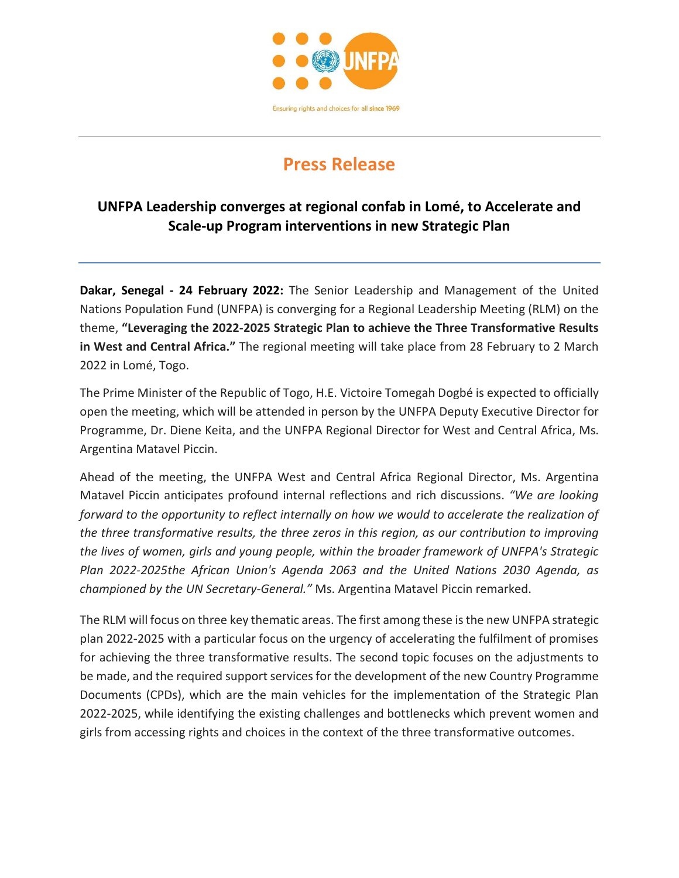Ensuring rights and choices for all since 1969

# Press Release

## UNFPA Leadership converges at regional confab in Lomé, to Accelerate and Scale-up Program interventions in new Strategic Plan

**Dakar, Senegal - 24 February 2022:** The Senior Leadership and Management of the United Nations Population Fund (UNFPA) is converging for a Regional Leadership Meeting (RLM) on the theme, **"Leveraging the 2022-2025 Strategic Plan to achieve the Three Transformative Results in West and Central Africa."** The regional meeting will take place from 28 February to 2 March 2022 in Lomé, Togo.

The Prime Minister of the Republic of Togo, H.E. Victoire Tomegah Dogbé is expected to officially open the meeting, which will be attended in person by the UNFPA Deputy Executive Director for Programme, Dr. Diene Keita, and the UNFPA Regional Director for West and Central Africa, Ms. Argentina Matavel Piccin.

Ahead of the meeting, the UNFPA West and Central Africa Regional Director, Ms. Argentina Matavel Piccin anticipates profound internal reflections and rich discussions. *"We are looking forward to the opportunity to reflect internally on how we would to accelerate the realization of the three transformative results, the three zeros in this region, as our contribution to improving the lives of women, girls and young people, within the broader framework of UNFPA's Strategic Plan 2022-2025the African Union's Agenda 2063 and the United Nations 2030 Agenda, as championed by the UN Secretary-General."* Ms. Argentina Matavel Piccin remarked.

The RLM will focus on three key thematic areas. The first among these is the new UNFPA strategic plan 2022-2025 with a particular focus on the urgency of accelerating the fulfilment of promises for achieving the three transformative results. The second topic focuses on the adjustments to be made, and the required support services for the development of the new Country Programme Documents (CPDs), which are the main vehicles for the implementation of the Strategic Plan 2022-2025, while identifying the existing challenges and bottlenecks which prevent women and girls from accessing rights and choices in the context of the three transformative outcomes.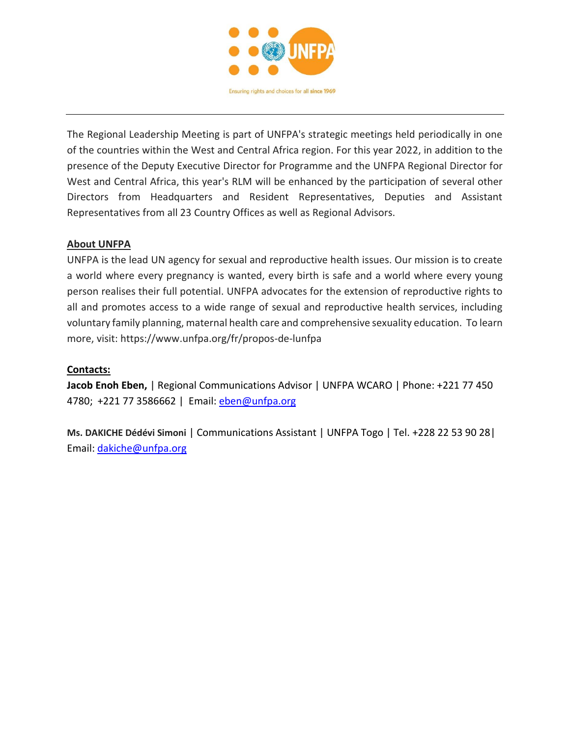The Regional Leadership Meeting is part of UNFPA's strategic meetings held periodically in one of the countries within the West and Central Africa region. For this year 2022, in addition to the presence of the Deputy Executive Director for Programme and the UNFPA Regional Director for West and Central Africa, this year's RLM will be enhanced by the participation of several other Directors from Headquarters and Resident Representatives, Deputies and Assistant Representatives from all 23 Country Offices as well as Regional Advisors.

**About UNFPA**

UNFPA is the lead UN agency for sexual and reproductive health issues. Our mission is to create a world where every pregnancy is wanted, every birth is safe and a world where every young person realises their full potential. UNFPA advocates for the extension of reproductive rights to all and promotes access to a wide range of sexual and reproductive health services, including voluntary family planning, maternal health care and comprehensive sexuality education. To learn more, visit: https://www.unfpa.org/fr/propos-de-lunfpa

**Contacts:**

**Jacob Enoh Eben,** | Regional Communications Advisor | UNFPA WCARO | Phone: +221 77 450 4780; +221 77 3586662 | Email: eben@unfpa.org

**Ms. DAKICHE Dédévi Simoni** | Communications Assistant | UNFPA Togo | Tel. +228 22 53 90 28| Email: dakiche@unfpa.org